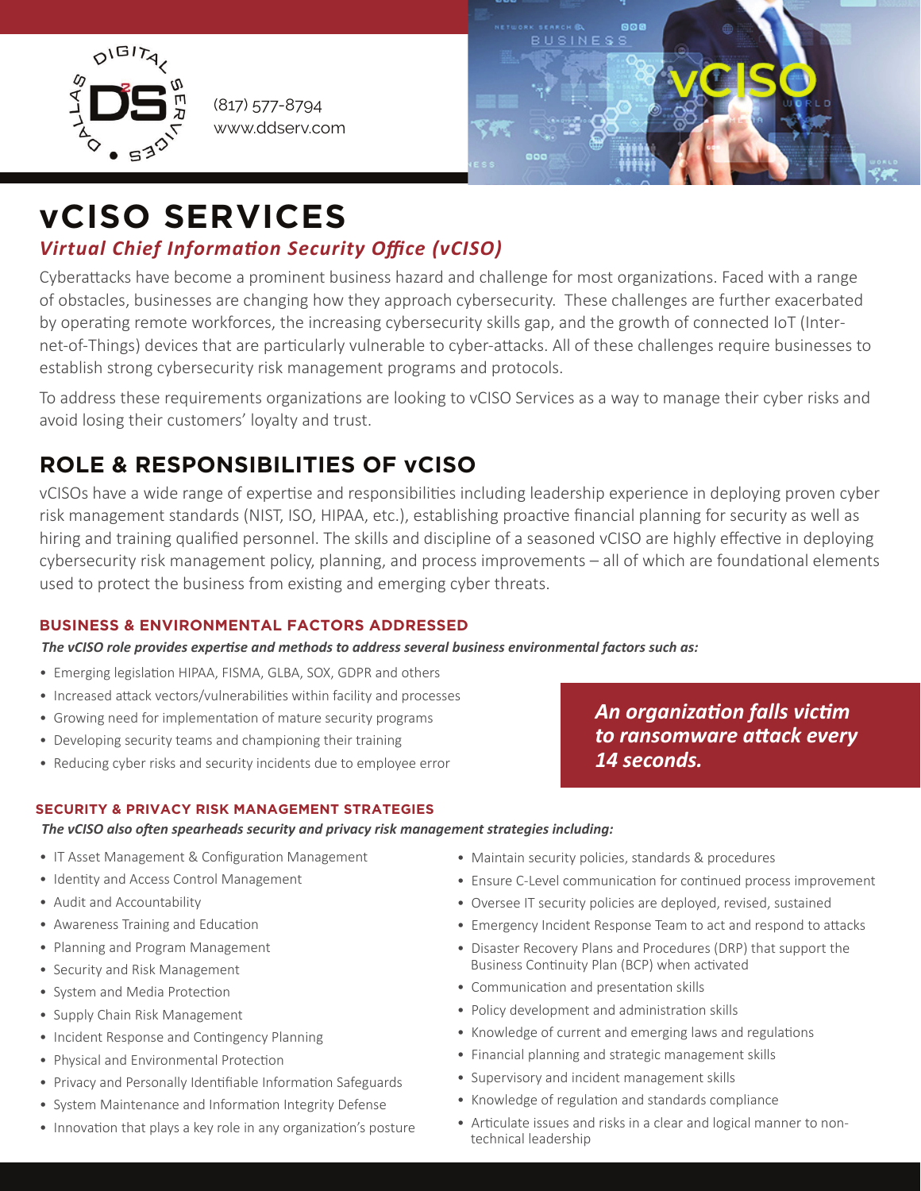(817) 577-8794
www.ddserv.com

# vCISO SERVICES

***Virtual Chief Information Security Office (vCISO)***

Cyberattacks have become a prominent business hazard and challenge for most organizations. Faced with a range of obstacles, businesses are changing how they approach cybersecurity. These challenges are further exacerbated by operating remote workforces, the increasing cybersecurity skills gap, and the growth of connected IoT (Internet-of-Things) devices that are particularly vulnerable to cyber-attacks. All of these challenges require businesses to establish strong cybersecurity risk management programs and protocols.

To address these requirements organizations are looking to vCISO Services as a way to manage their cyber risks and avoid losing their customers' loyalty and trust.

## ROLE & RESPONSIBILITIES OF vCISO

vCISOs have a wide range of expertise and responsibilities including leadership experience in deploying proven cyber risk management standards (NIST, ISO, HIPAA, etc.), establishing proactive financial planning for security as well as hiring and training qualified personnel. The skills and discipline of a seasoned vCISO are highly effective in deploying cybersecurity risk management policy, planning, and process improvements – all of which are foundational elements used to protect the business from existing and emerging cyber threats.

### BUSINESS & ENVIRONMENTAL FACTORS ADDRESSED

***The vCISO role provides expertise and methods to address several business environmental factors such as:***

- Emerging legislation HIPAA, FISMA, GLBA, SOX, GDPR and others
- Increased attack vectors/vulnerabilities within facility and processes
- Growing need for implementation of mature security programs
- Developing security teams and championing their training
- Reducing cyber risks and security incidents due to employee error

***An organization falls victim to ransomware attack every 14 seconds.***

### SECURITY & PRIVACY RISK MANAGEMENT STRATEGIES

***The vCISO also often spearheads security and privacy risk management strategies including:***

- IT Asset Management & Configuration Management
- Identity and Access Control Management
- Audit and Accountability
- Awareness Training and Education
- Planning and Program Management
- Security and Risk Management
- System and Media Protection
- Supply Chain Risk Management
- Incident Response and Contingency Planning
- Physical and Environmental Protection
- Privacy and Personally Identifiable Information Safeguards
- System Maintenance and Information Integrity Defense
- Innovation that plays a key role in any organization's posture
- Maintain security policies, standards & procedures
- Ensure C-Level communication for continued process improvement
- Oversee IT security policies are deployed, revised, sustained
- Emergency Incident Response Team to act and respond to attacks
- Disaster Recovery Plans and Procedures (DRP) that support the Business Continuity Plan (BCP) when activated
- Communication and presentation skills
- Policy development and administration skills
- Knowledge of current and emerging laws and regulations
- Financial planning and strategic management skills
- Supervisory and incident management skills
- Knowledge of regulation and standards compliance
- Articulate issues and risks in a clear and logical manner to non-technical leadership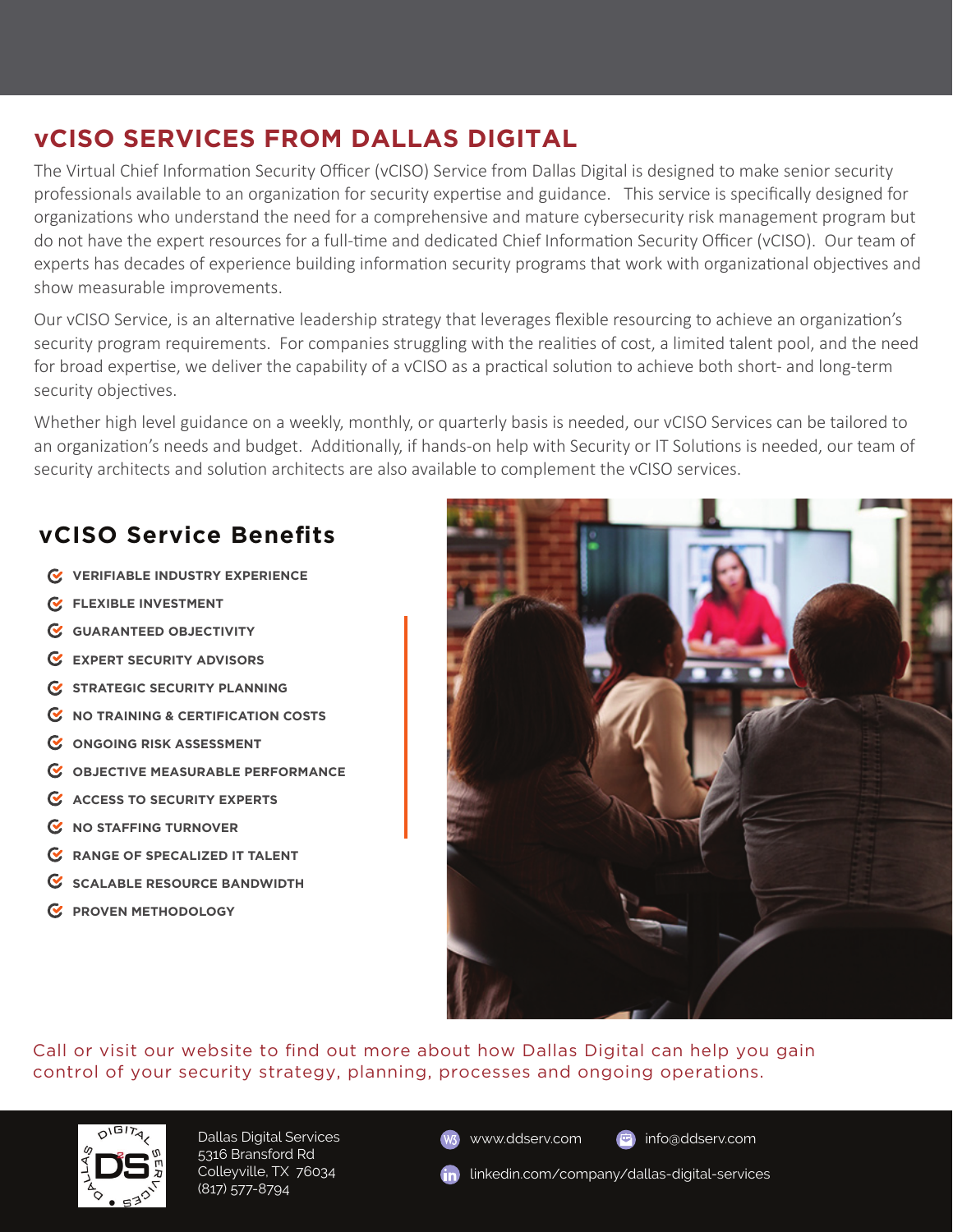## vCISO SERVICES FROM DALLAS DIGITAL

The Virtual Chief Information Security Officer (vCISO) Service from Dallas Digital is designed to make senior security professionals available to an organization for security expertise and guidance. This service is specifically designed for organizations who understand the need for a comprehensive and mature cybersecurity risk management program but do not have the expert resources for a full-time and dedicated Chief Information Security Officer (vCISO). Our team of experts has decades of experience building information security programs that work with organizational objectives and show measurable improvements.

Our vCISO Service, is an alternative leadership strategy that leverages flexible resourcing to achieve an organization's security program requirements. For companies struggling with the realities of cost, a limited talent pool, and the need for broad expertise, we deliver the capability of a vCISO as a practical solution to achieve both short- and long-term security objectives.

Whether high level guidance on a weekly, monthly, or quarterly basis is needed, our vCISO Services can be tailored to an organization's needs and budget. Additionally, if hands-on help with Security or IT Solutions is needed, our team of security architects and solution architects are also available to complement the vCISO services.

### vCISO Service Benefits

- **VERIFIABLE INDUSTRY EXPERIENCE**
- **FLEXIBLE INVESTMENT**
- **GUARANTEED OBJECTIVITY**
- **EXPERT SECURITY ADVISORS**
- **STRATEGIC SECURITY PLANNING**
- **NO TRAINING & CERTIFICATION COSTS**
- **ONGOING RISK ASSESSMENT**
- **OBJECTIVE MEASURABLE PERFORMANCE**
- **ACCESS TO SECURITY EXPERTS**
- **NO STAFFING TURNOVER**
- **RANGE OF SPECIALIZED IT TALENT**
- **SCALABLE RESOURCE BANDWIDTH**
- **PROVEN METHODOLOGY**

Call or visit our website to find out more about how Dallas Digital can help you gain control of your security strategy, planning, processes and ongoing operations.

Dallas Digital Services
5316 Bransford Rd
Colleyville, TX 76034
(817) 577-8794

www.ddserv.com
info@ddserv.com
linkedin.com/company/dallas-digital-services